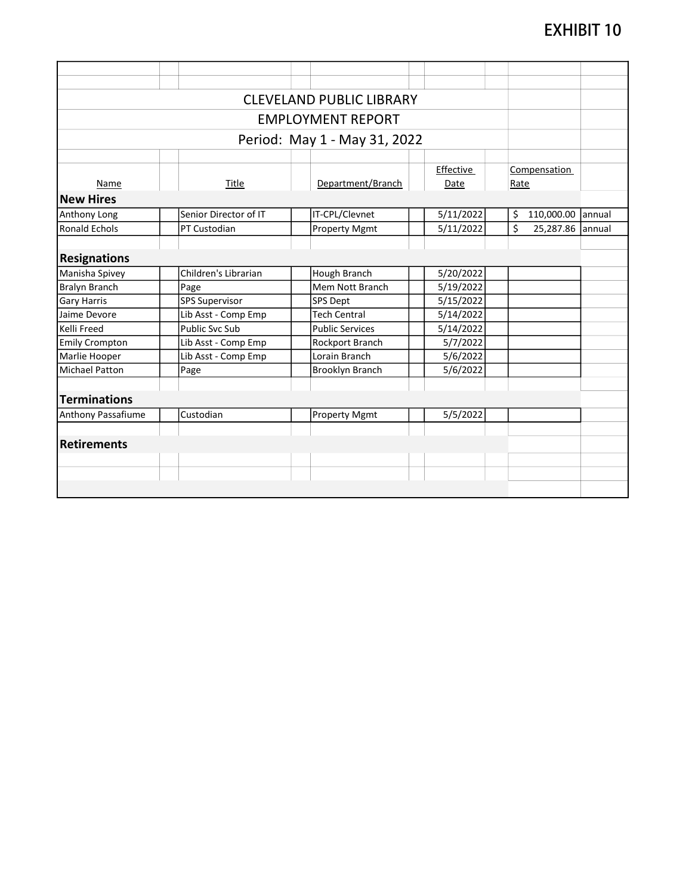# EXHIBIT 10

## CLEVELAND PUBLIC LIBRARY

## EMPLOYMENT REPORT

### Period: May 1 - May 31, 2022

| Name | Title | Department/Branch | Effective Date | Compensation Rate | |
|---|---|---|---|---|---|
| **New Hires** | | | | | |
| Anthony Long | Senior Director of IT | IT-CPL/Clevnet | 5/11/2022 | $ 110,000.00 | annual |
| Ronald Echols | PT Custodian | Property Mgmt | 5/11/2022 | $ 25,287.86 | annual |
| **Resignations** | | | | | |
| Manisha Spivey | Children's Librarian | Hough Branch | 5/20/2022 | | |
| Bralyn Branch | Page | Mem Nott Branch | 5/19/2022 | | |
| Gary Harris | SPS Supervisor | SPS Dept | 5/15/2022 | | |
| Jaime Devore | Lib Asst - Comp Emp | Tech Central | 5/14/2022 | | |
| Kelli Freed | Public Svc Sub | Public Services | 5/14/2022 | | |
| Emily Crompton | Lib Asst - Comp Emp | Rockport Branch | 5/7/2022 | | |
| Marlie Hooper | Lib Asst - Comp Emp | Lorain Branch | 5/6/2022 | | |
| Michael Patton | Page | Brooklyn Branch | 5/6/2022 | | |
| **Terminations** | | | | | |
| Anthony Passafiume | Custodian | Property Mgmt | 5/5/2022 | | |
| **Retirements** | | | | | |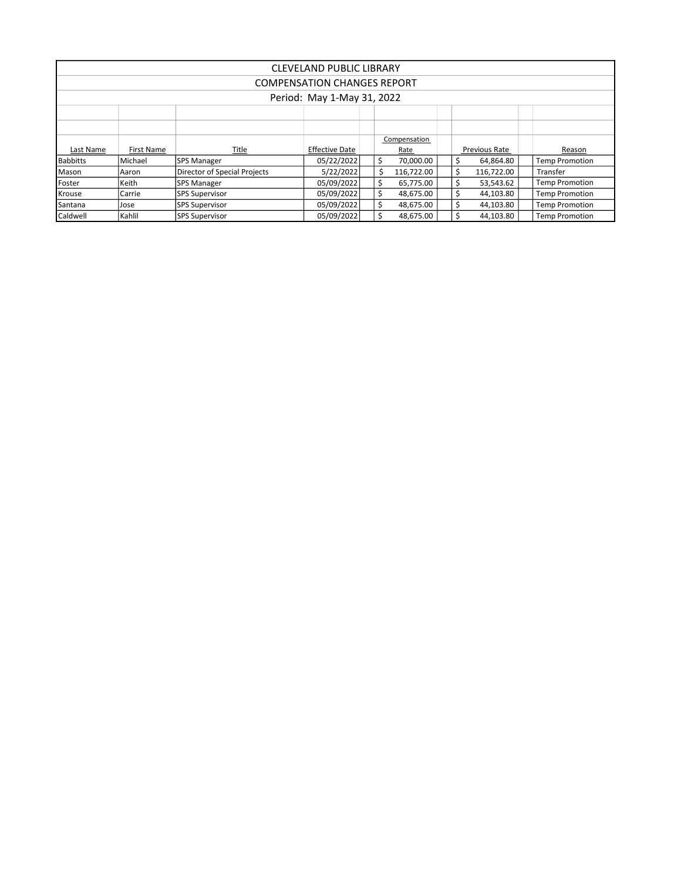# CLEVELAND PUBLIC LIBRARY

## COMPENSATION CHANGES REPORT

### Period: May 1-May 31, 2022

| Last Name | First Name | Title | Effective Date | Compensation Rate | Previous Rate | Reason |
|---|---|---|---|---|---|---|
| Babbitts | Michael | SPS Manager | 05/22/2022 | $ 70,000.00 | $ 64,864.80 | Temp Promotion |
| Mason | Aaron | Director of Special Projects | 5/22/2022 | $ 116,722.00 | $ 116,722.00 | Transfer |
| Foster | Keith | SPS Manager | 05/09/2022 | $ 65,775.00 | $ 53,543.62 | Temp Promotion |
| Krouse | Carrie | SPS Supervisor | 05/09/2022 | $ 48,675.00 | $ 44,103.80 | Temp Promotion |
| Santana | Jose | SPS Supervisor | 05/09/2022 | $ 48,675.00 | $ 44,103.80 | Temp Promotion |
| Caldwell | Kahlil | SPS Supervisor | 05/09/2022 | $ 48,675.00 | $ 44,103.80 | Temp Promotion |